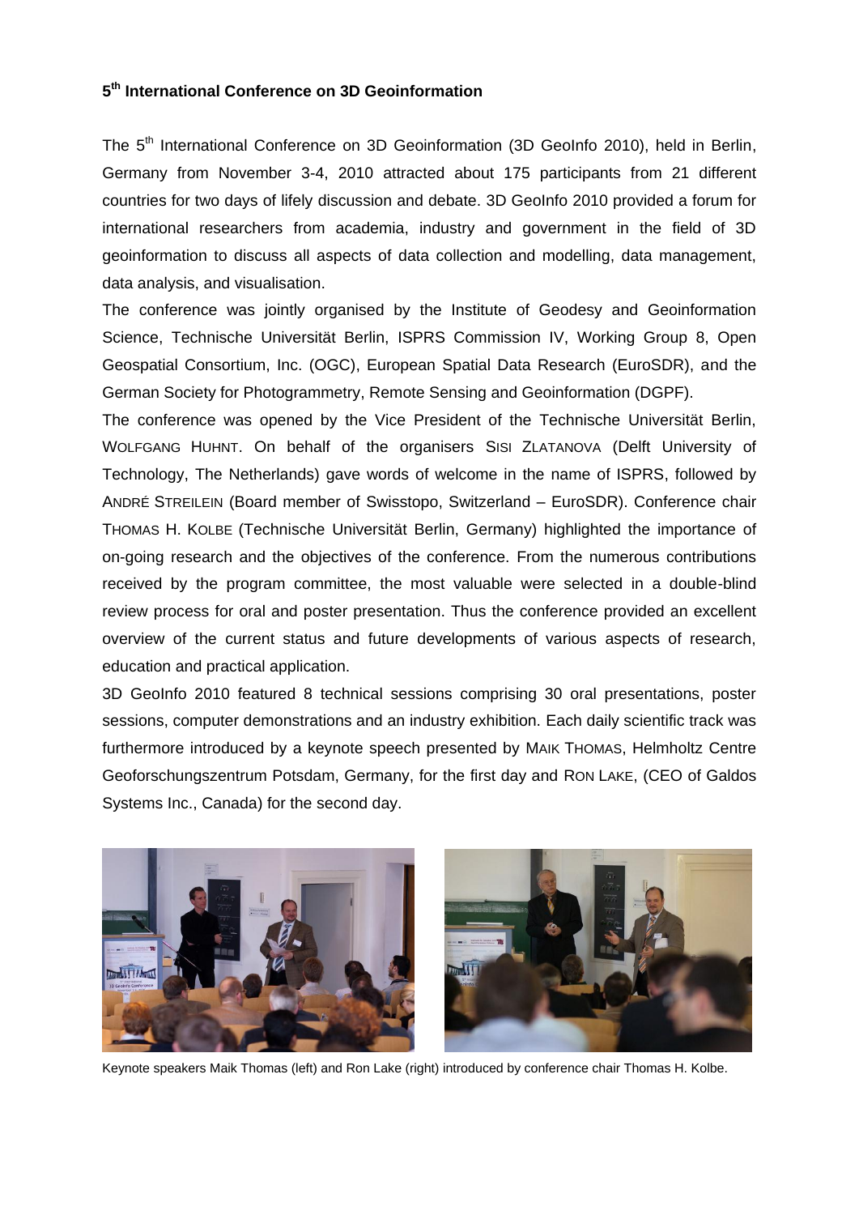### 5th International Conference on 3D Geoinformation

The 5th International Conference on 3D Geoinformation (3D GeoInfo 2010), held in Berlin, Germany from November 3-4, 2010 attracted about 175 participants from 21 different countries for two days of lifely discussion and debate. 3D GeoInfo 2010 provided a forum for international researchers from academia, industry and government in the field of 3D geoinformation to discuss all aspects of data collection and modelling, data management, data analysis, and visualisation.

The conference was jointly organised by the Institute of Geodesy and Geoinformation Science, Technische Universität Berlin, ISPRS Commission IV, Working Group 8, Open Geospatial Consortium, Inc. (OGC), European Spatial Data Research (EuroSDR), and the German Society for Photogrammetry, Remote Sensing and Geoinformation (DGPF).

The conference was opened by the Vice President of the Technische Universität Berlin, WOLFGANG HUHNT. On behalf of the organisers SISI ZLATANOVA (Delft University of Technology, The Netherlands) gave words of welcome in the name of ISPRS, followed by ANDRÉ STREILEIN (Board member of Swisstopo, Switzerland – EuroSDR). Conference chair THOMAS H. KOLBE (Technische Universität Berlin, Germany) highlighted the importance of on-going research and the objectives of the conference. From the numerous contributions received by the program committee, the most valuable were selected in a double-blind review process for oral and poster presentation. Thus the conference provided an excellent overview of the current status and future developments of various aspects of research, education and practical application.

3D GeoInfo 2010 featured 8 technical sessions comprising 30 oral presentations, poster sessions, computer demonstrations and an industry exhibition. Each daily scientific track was furthermore introduced by a keynote speech presented by MAIK THOMAS, Helmholtz Centre Geoforschungszentrum Potsdam, Germany, for the first day and RON LAKE, (CEO of Galdos Systems Inc., Canada) for the second day.

Keynote speakers Maik Thomas (left) and Ron Lake (right) introduced by conference chair Thomas H. Kolbe.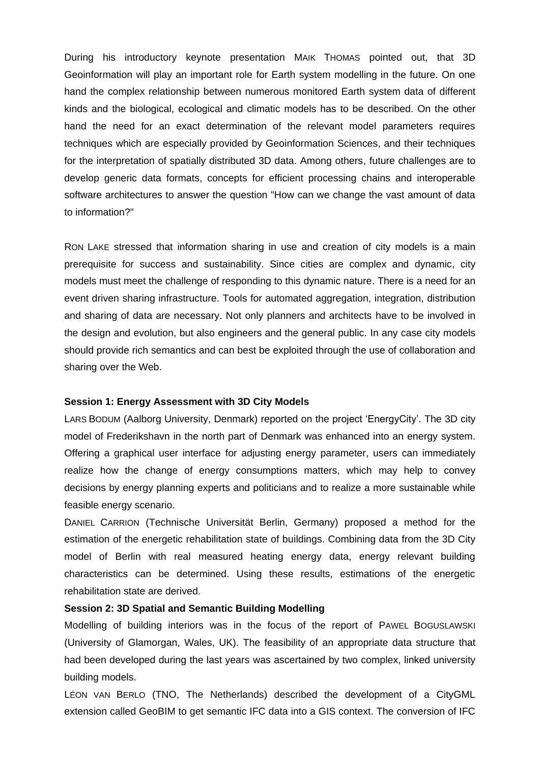During his introductory keynote presentation MAIK THOMAS pointed out, that 3D Geoinformation will play an important role for Earth system modelling in the future. On one hand the complex relationship between numerous monitored Earth system data of different kinds and the biological, ecological and climatic models has to be described. On the other hand the need for an exact determination of the relevant model parameters requires techniques which are especially provided by Geoinformation Sciences, and their techniques for the interpretation of spatially distributed 3D data. Among others, future challenges are to develop generic data formats, concepts for efficient processing chains and interoperable software architectures to answer the question "How can we change the vast amount of data to information?"

RON LAKE stressed that information sharing in use and creation of city models is a main prerequisite for success and sustainability. Since cities are complex and dynamic, city models must meet the challenge of responding to this dynamic nature. There is a need for an event driven sharing infrastructure. Tools for automated aggregation, integration, distribution and sharing of data are necessary. Not only planners and architects have to be involved in the design and evolution, but also engineers and the general public. In any case city models should provide rich semantics and can best be exploited through the use of collaboration and sharing over the Web.

**Session 1: Energy Assessment with 3D City Models**

LARS BODUM (Aalborg University, Denmark) reported on the project 'EnergyCity'. The 3D city model of Frederikshavn in the north part of Denmark was enhanced into an energy system. Offering a graphical user interface for adjusting energy parameter, users can immediately realize how the change of energy consumptions matters, which may help to convey decisions by energy planning experts and politicians and to realize a more sustainable while feasible energy scenario.

DANIEL CARRION (Technische Universität Berlin, Germany) proposed a method for the estimation of the energetic rehabilitation state of buildings. Combining data from the 3D City model of Berlin with real measured heating energy data, energy relevant building characteristics can be determined. Using these results, estimations of the energetic rehabilitation state are derived.

**Session 2: 3D Spatial and Semantic Building Modelling**

Modelling of building interiors was in the focus of the report of PAWEL BOGUSLAWSKI (University of Glamorgan, Wales, UK). The feasibility of an appropriate data structure that had been developed during the last years was ascertained by two complex, linked university building models.

LÉON VAN BERLO (TNO, The Netherlands) described the development of a CityGML extension called GeoBIM to get semantic IFC data into a GIS context. The conversion of IFC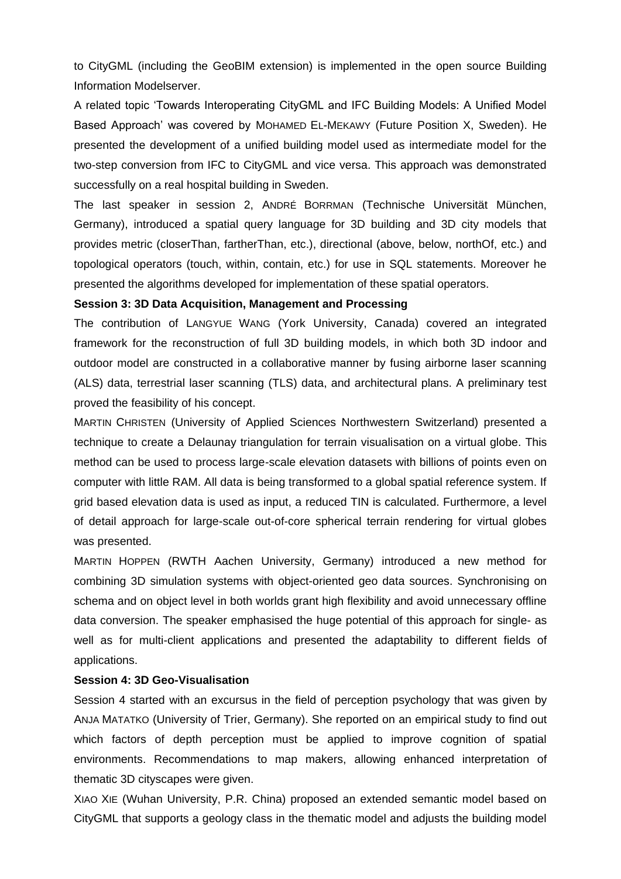to CityGML (including the GeoBIM extension) is implemented in the open source Building Information Modelserver.

A related topic 'Towards Interoperating CityGML and IFC Building Models: A Unified Model Based Approach' was covered by MOHAMED EL-MEKAWY (Future Position X, Sweden). He presented the development of a unified building model used as intermediate model for the two-step conversion from IFC to CityGML and vice versa. This approach was demonstrated successfully on a real hospital building in Sweden.

The last speaker in session 2, ANDRÉ BORRMAN (Technische Universität München, Germany), introduced a spatial query language for 3D building and 3D city models that provides metric (closerThan, fartherThan, etc.), directional (above, below, northOf, etc.) and topological operators (touch, within, contain, etc.) for use in SQL statements. Moreover he presented the algorithms developed for implementation of these spatial operators.

**Session 3: 3D Data Acquisition, Management and Processing**

The contribution of LANGYUE WANG (York University, Canada) covered an integrated framework for the reconstruction of full 3D building models, in which both 3D indoor and outdoor model are constructed in a collaborative manner by fusing airborne laser scanning (ALS) data, terrestrial laser scanning (TLS) data, and architectural plans. A preliminary test proved the feasibility of his concept.

MARTIN CHRISTEN (University of Applied Sciences Northwestern Switzerland) presented a technique to create a Delaunay triangulation for terrain visualisation on a virtual globe. This method can be used to process large-scale elevation datasets with billions of points even on computer with little RAM. All data is being transformed to a global spatial reference system. If grid based elevation data is used as input, a reduced TIN is calculated. Furthermore, a level of detail approach for large-scale out-of-core spherical terrain rendering for virtual globes was presented.

MARTIN HOPPEN (RWTH Aachen University, Germany) introduced a new method for combining 3D simulation systems with object-oriented geo data sources. Synchronising on schema and on object level in both worlds grant high flexibility and avoid unnecessary offline data conversion. The speaker emphasised the huge potential of this approach for single- as well as for multi-client applications and presented the adaptability to different fields of applications.

**Session 4: 3D Geo-Visualisation**

Session 4 started with an excursus in the field of perception psychology that was given by ANJA MATATKO (University of Trier, Germany). She reported on an empirical study to find out which factors of depth perception must be applied to improve cognition of spatial environments. Recommendations to map makers, allowing enhanced interpretation of thematic 3D cityscapes were given.

XIAO XIE (Wuhan University, P.R. China) proposed an extended semantic model based on CityGML that supports a geology class in the thematic model and adjusts the building model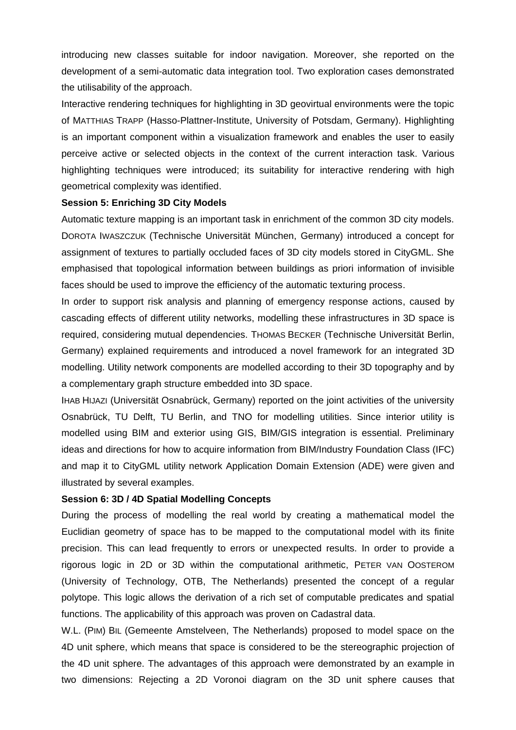introducing new classes suitable for indoor navigation. Moreover, she reported on the development of a semi-automatic data integration tool. Two exploration cases demonstrated the utilisability of the approach.

Interactive rendering techniques for highlighting in 3D geovirtual environments were the topic of MATTHIAS TRAPP (Hasso-Plattner-Institute, University of Potsdam, Germany). Highlighting is an important component within a visualization framework and enables the user to easily perceive active or selected objects in the context of the current interaction task. Various highlighting techniques were introduced; its suitability for interactive rendering with high geometrical complexity was identified.

**Session 5: Enriching 3D City Models**

Automatic texture mapping is an important task in enrichment of the common 3D city models. DOROTA IWASZCZUK (Technische Universität München, Germany) introduced a concept for assignment of textures to partially occluded faces of 3D city models stored in CityGML. She emphasised that topological information between buildings as priori information of invisible faces should be used to improve the efficiency of the automatic texturing process.

In order to support risk analysis and planning of emergency response actions, caused by cascading effects of different utility networks, modelling these infrastructures in 3D space is required, considering mutual dependencies. THOMAS BECKER (Technische Universität Berlin, Germany) explained requirements and introduced a novel framework for an integrated 3D modelling. Utility network components are modelled according to their 3D topography and by a complementary graph structure embedded into 3D space.

IHAB HIJAZI (Universität Osnabrück, Germany) reported on the joint activities of the university Osnabrück, TU Delft, TU Berlin, and TNO for modelling utilities. Since interior utility is modelled using BIM and exterior using GIS, BIM/GIS integration is essential. Preliminary ideas and directions for how to acquire information from BIM/Industry Foundation Class (IFC) and map it to CityGML utility network Application Domain Extension (ADE) were given and illustrated by several examples.

**Session 6: 3D / 4D Spatial Modelling Concepts**

During the process of modelling the real world by creating a mathematical model the Euclidian geometry of space has to be mapped to the computational model with its finite precision. This can lead frequently to errors or unexpected results. In order to provide a rigorous logic in 2D or 3D within the computational arithmetic, PETER VAN OOSTEROM (University of Technology, OTB, The Netherlands) presented the concept of a regular polytope. This logic allows the derivation of a rich set of computable predicates and spatial functions. The applicability of this approach was proven on Cadastral data.

W.L. (PIM) BIL (Gemeente Amstelveen, The Netherlands) proposed to model space on the 4D unit sphere, which means that space is considered to be the stereographic projection of the 4D unit sphere. The advantages of this approach were demonstrated by an example in two dimensions: Rejecting a 2D Voronoi diagram on the 3D unit sphere causes that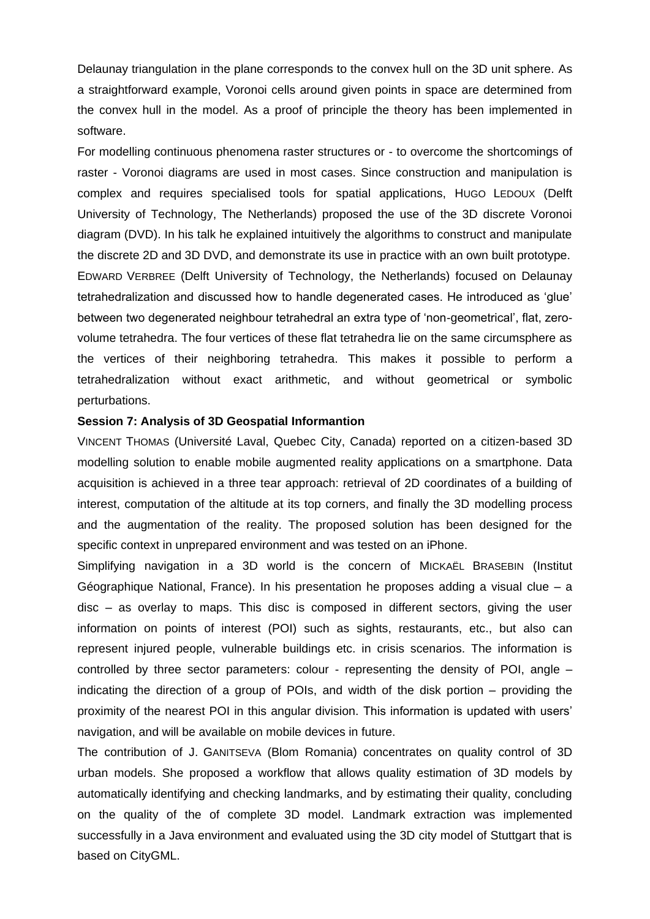Delaunay triangulation in the plane corresponds to the convex hull on the 3D unit sphere. As a straightforward example, Voronoi cells around given points in space are determined from the convex hull in the model. As a proof of principle the theory has been implemented in software.

For modelling continuous phenomena raster structures or - to overcome the shortcomings of raster - Voronoi diagrams are used in most cases. Since construction and manipulation is complex and requires specialised tools for spatial applications, HUGO LEDOUX (Delft University of Technology, The Netherlands) proposed the use of the 3D discrete Voronoi diagram (DVD). In his talk he explained intuitively the algorithms to construct and manipulate the discrete 2D and 3D DVD, and demonstrate its use in practice with an own built prototype.

EDWARD VERBREE (Delft University of Technology, the Netherlands) focused on Delaunay tetrahedralization and discussed how to handle degenerated cases. He introduced as 'glue' between two degenerated neighbour tetrahedral an extra type of 'non-geometrical', flat, zero-volume tetrahedra. The four vertices of these flat tetrahedra lie on the same circumsphere as the vertices of their neighboring tetrahedra. This makes it possible to perform a tetrahedralization without exact arithmetic, and without geometrical or symbolic perturbations.

**Session 7: Analysis of 3D Geospatial Informantion**

VINCENT THOMAS (Université Laval, Quebec City, Canada) reported on a citizen-based 3D modelling solution to enable mobile augmented reality applications on a smartphone. Data acquisition is achieved in a three tear approach: retrieval of 2D coordinates of a building of interest, computation of the altitude at its top corners, and finally the 3D modelling process and the augmentation of the reality. The proposed solution has been designed for the specific context in unprepared environment and was tested on an iPhone.

Simplifying navigation in a 3D world is the concern of MICKAËL BRASEBIN (Institut Géographique National, France). In his presentation he proposes adding a visual clue – a disc – as overlay to maps. This disc is composed in different sectors, giving the user information on points of interest (POI) such as sights, restaurants, etc., but also can represent injured people, vulnerable buildings etc. in crisis scenarios. The information is controlled by three sector parameters: colour - representing the density of POI, angle – indicating the direction of a group of POIs, and width of the disk portion – providing the proximity of the nearest POI in this angular division. This information is updated with users' navigation, and will be available on mobile devices in future.

The contribution of J. GANITSEVA (Blom Romania) concentrates on quality control of 3D urban models. She proposed a workflow that allows quality estimation of 3D models by automatically identifying and checking landmarks, and by estimating their quality, concluding on the quality of the of complete 3D model. Landmark extraction was implemented successfully in a Java environment and evaluated using the 3D city model of Stuttgart that is based on CityGML.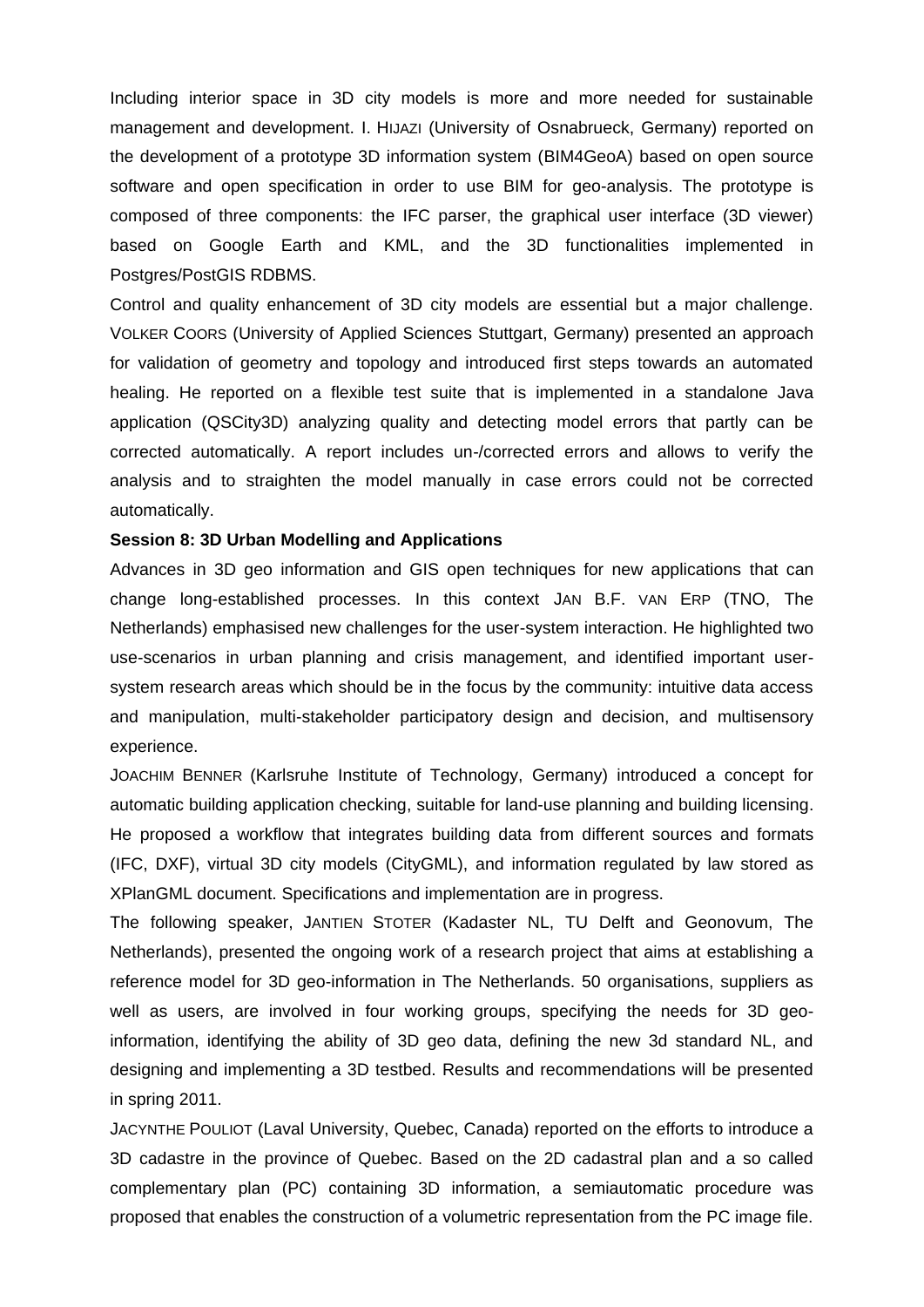Including interior space in 3D city models is more and more needed for sustainable management and development. I. HIJAZI (University of Osnabrueck, Germany) reported on the development of a prototype 3D information system (BIM4GeoA) based on open source software and open specification in order to use BIM for geo-analysis. The prototype is composed of three components: the IFC parser, the graphical user interface (3D viewer) based on Google Earth and KML, and the 3D functionalities implemented in Postgres/PostGIS RDBMS.

Control and quality enhancement of 3D city models are essential but a major challenge. VOLKER COORS (University of Applied Sciences Stuttgart, Germany) presented an approach for validation of geometry and topology and introduced first steps towards an automated healing. He reported on a flexible test suite that is implemented in a standalone Java application (QSCity3D) analyzing quality and detecting model errors that partly can be corrected automatically. A report includes un-/corrected errors and allows to verify the analysis and to straighten the model manually in case errors could not be corrected automatically.

**Session 8: 3D Urban Modelling and Applications**

Advances in 3D geo information and GIS open techniques for new applications that can change long-established processes. In this context JAN B.F. VAN ERP (TNO, The Netherlands) emphasised new challenges for the user-system interaction. He highlighted two use-scenarios in urban planning and crisis management, and identified important user-system research areas which should be in the focus by the community: intuitive data access and manipulation, multi-stakeholder participatory design and decision, and multisensory experience.

JOACHIM BENNER (Karlsruhe Institute of Technology, Germany) introduced a concept for automatic building application checking, suitable for land-use planning and building licensing. He proposed a workflow that integrates building data from different sources and formats (IFC, DXF), virtual 3D city models (CityGML), and information regulated by law stored as XPlanGML document. Specifications and implementation are in progress.

The following speaker, JANTIEN STOTER (Kadaster NL, TU Delft and Geonovum, The Netherlands), presented the ongoing work of a research project that aims at establishing a reference model for 3D geo-information in The Netherlands. 50 organisations, suppliers as well as users, are involved in four working groups, specifying the needs for 3D geo-information, identifying the ability of 3D geo data, defining the new 3d standard NL, and designing and implementing a 3D testbed. Results and recommendations will be presented in spring 2011.

JACYNTHE POULIOT (Laval University, Quebec, Canada) reported on the efforts to introduce a 3D cadastre in the province of Quebec. Based on the 2D cadastral plan and a so called complementary plan (PC) containing 3D information, a semiautomatic procedure was proposed that enables the construction of a volumetric representation from the PC image file.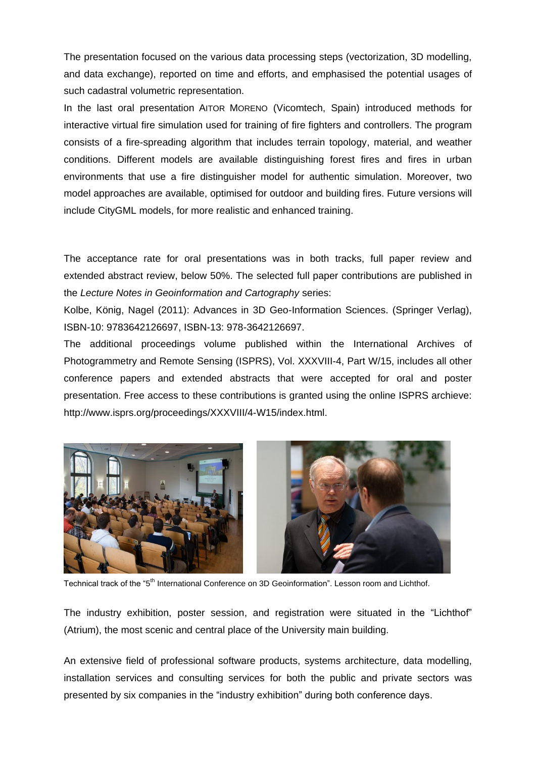The presentation focused on the various data processing steps (vectorization, 3D modelling, and data exchange), reported on time and efforts, and emphasised the potential usages of such cadastral volumetric representation.

In the last oral presentation AITOR MORENO (Vicomtech, Spain) introduced methods for interactive virtual fire simulation used for training of fire fighters and controllers. The program consists of a fire-spreading algorithm that includes terrain topology, material, and weather conditions. Different models are available distinguishing forest fires and fires in urban environments that use a fire distinguisher model for authentic simulation. Moreover, two model approaches are available, optimised for outdoor and building fires. Future versions will include CityGML models, for more realistic and enhanced training.

The acceptance rate for oral presentations was in both tracks, full paper review and extended abstract review, below 50%. The selected full paper contributions are published in the *Lecture Notes in Geoinformation and Cartography* series:

Kolbe, König, Nagel (2011): Advances in 3D Geo-Information Sciences. (Springer Verlag), ISBN-10: 9783642126697, ISBN-13: 978-3642126697.

The additional proceedings volume published within the International Archives of Photogrammetry and Remote Sensing (ISPRS), Vol. XXXVIII-4, Part W/15, includes all other conference papers and extended abstracts that were accepted for oral and poster presentation. Free access to these contributions is granted using the online ISPRS archieve: http://www.isprs.org/proceedings/XXXVIII/4-W15/index.html.

Technical track of the "5th International Conference on 3D Geoinformation". Lesson room and Lichthof.

The industry exhibition, poster session, and registration were situated in the "Lichthof" (Atrium), the most scenic and central place of the University main building.

An extensive field of professional software products, systems architecture, data modelling, installation services and consulting services for both the public and private sectors was presented by six companies in the "industry exhibition" during both conference days.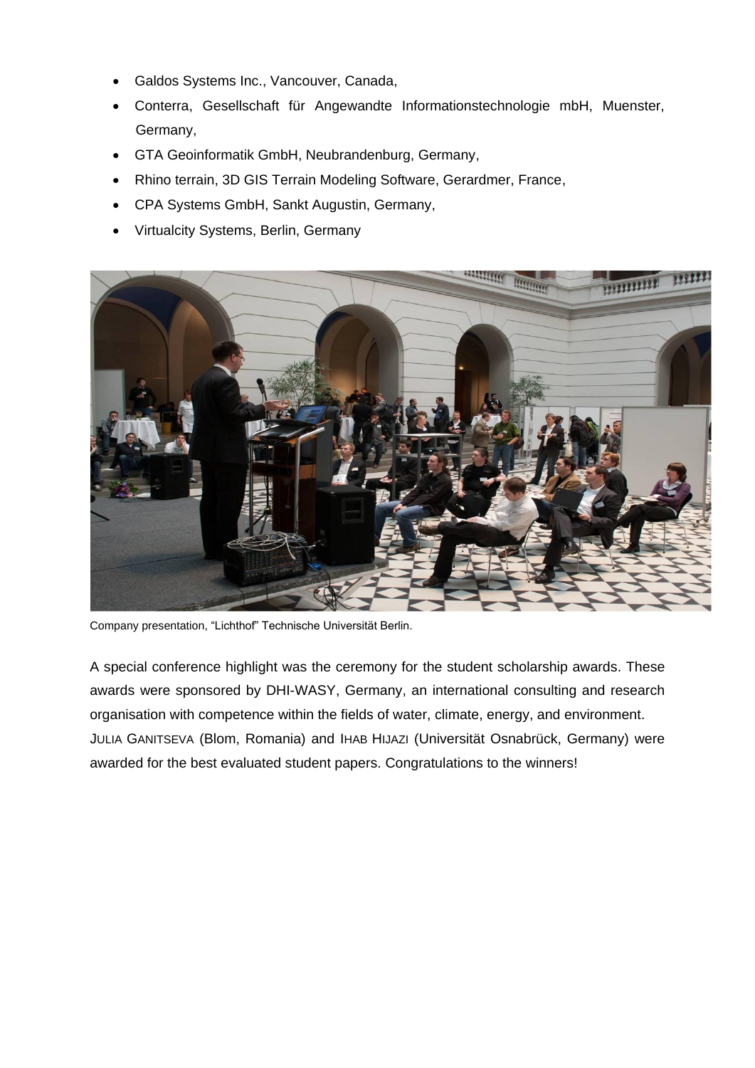- Galdos Systems Inc., Vancouver, Canada,
- Conterra, Gesellschaft für Angewandte Informationstechnologie mbH, Muenster, Germany,
- GTA Geoinformatik GmbH, Neubrandenburg, Germany,
- Rhino terrain, 3D GIS Terrain Modeling Software, Gerardmer, France,
- CPA Systems GmbH, Sankt Augustin, Germany,
- Virtualcity Systems, Berlin, Germany

Company presentation, "Lichthof" Technische Universität Berlin.

A special conference highlight was the ceremony for the student scholarship awards. These awards were sponsored by DHI-WASY, Germany, an international consulting and research organisation with competence within the fields of water, climate, energy, and environment. JULIA GANITSEVA (Blom, Romania) and IHAB HIJAZI (Universität Osnabrück, Germany) were awarded for the best evaluated student papers. Congratulations to the winners!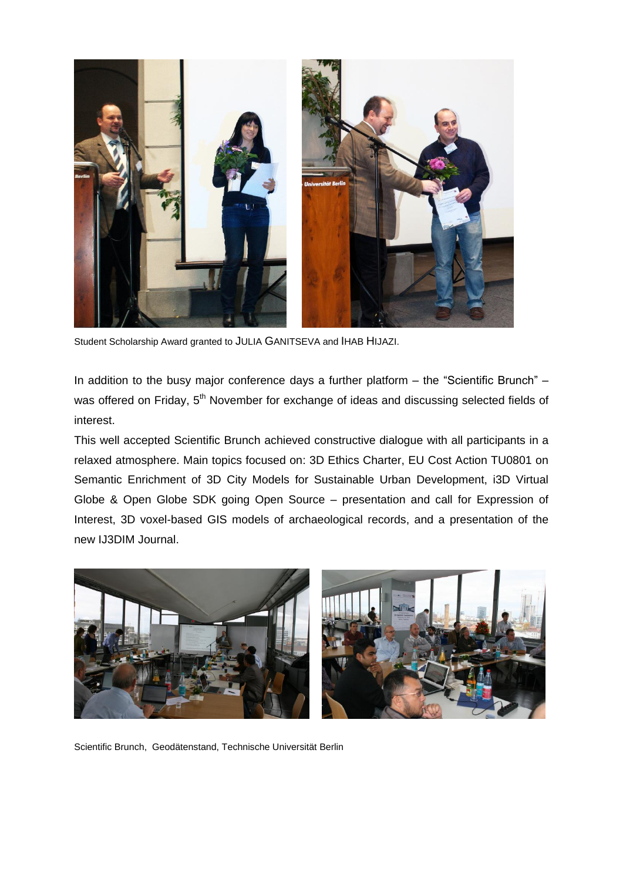Student Scholarship Award granted to JULIA GANITSEVA and IHAB HIJAZI.

In addition to the busy major conference days a further platform – the "Scientific Brunch" – was offered on Friday, 5th November for exchange of ideas and discussing selected fields of interest.

This well accepted Scientific Brunch achieved constructive dialogue with all participants in a relaxed atmosphere. Main topics focused on: 3D Ethics Charter, EU Cost Action TU0801 on Semantic Enrichment of 3D City Models for Sustainable Urban Development, i3D Virtual Globe & Open Globe SDK going Open Source – presentation and call for Expression of Interest, 3D voxel-based GIS models of archaeological records, and a presentation of the new IJ3DIM Journal.

Scientific Brunch, Geodätenstand, Technische Universität Berlin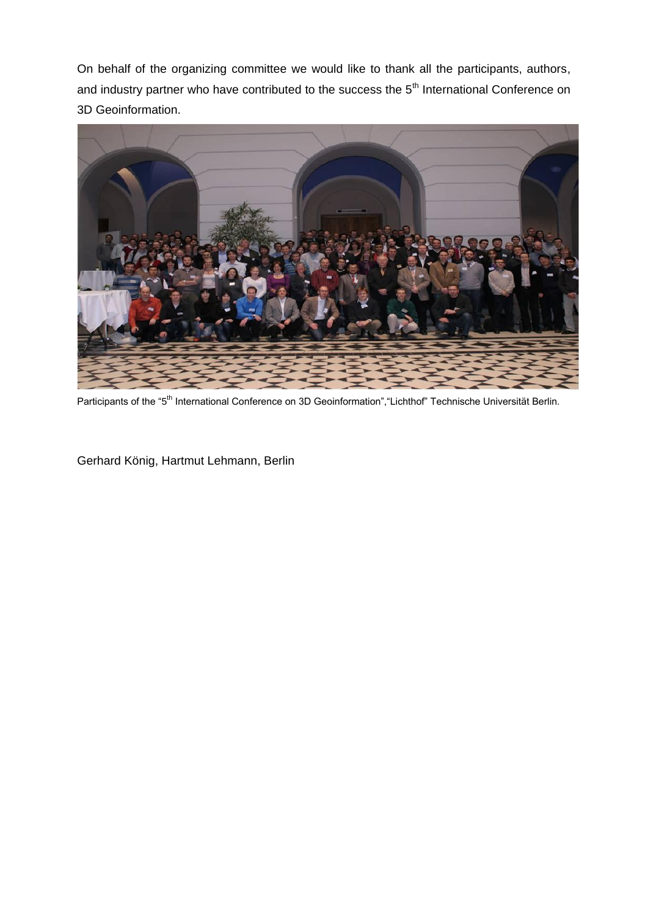On behalf of the organizing committee we would like to thank all the participants, authors, and industry partner who have contributed to the success the 5th International Conference on 3D Geoinformation.

Participants of the "5th International Conference on 3D Geoinformation","Lichthof" Technische Universität Berlin.

Gerhard König, Hartmut Lehmann, Berlin